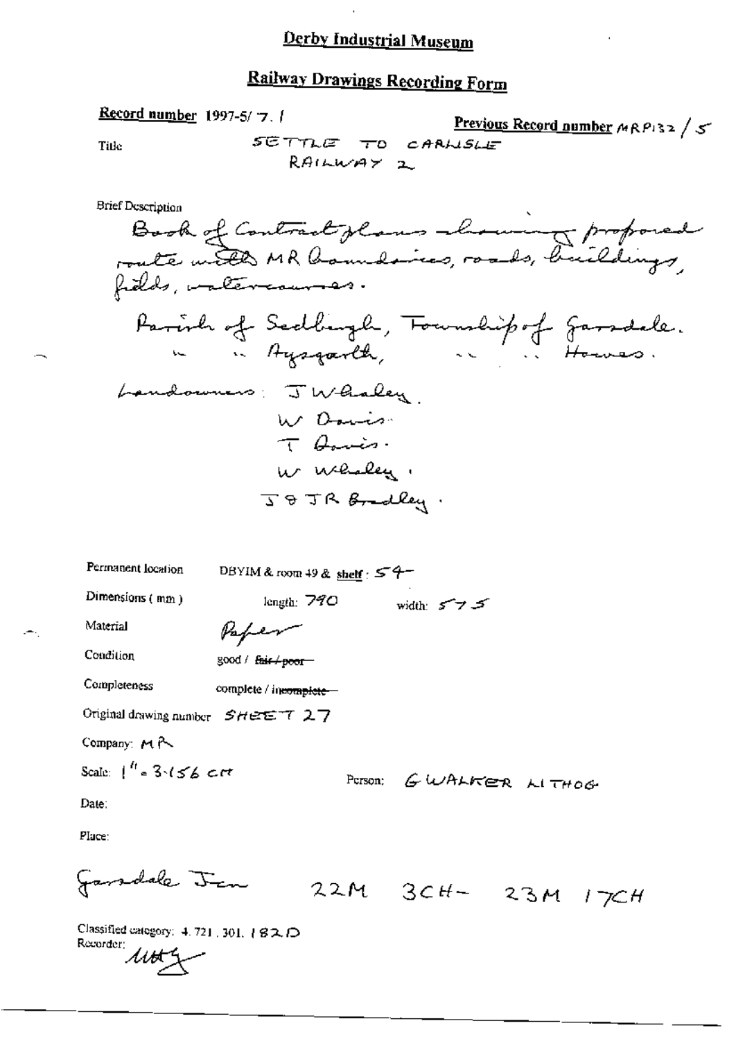# Derby Industrial Museum

## Railway Drawings Recording Form

**Record number** 1997-5/ 7. 1

**Previous Record number** MRP132 / 5

Title: SETTLE TO CARLISLE RAILWAY 2

Brief Description

Book of Contract plans showing proposed route with MR boundaries, roads, buildings, fields, watercourses.

Parish of Sedbergh, Township of Garsdale.
" " Aysgarth, " " Hawes.

Landowners: J Whaley.
W Davis.
T Davis.
W Whaley.
J & JR Bradley.

Permanent location: DBYIM & room 49 & **shelf**: 54

Dimensions (mm): length: 790 width: 575

Material: Paper

Condition: good / ~~fair / poor~~

Completeness: complete / ~~incomplete~~

Original drawing number: SHEET 27

Company: MR

Scale: 1" = 3.156 CH

Person: G WALKER LITHOG

Date:

Place:

Garsdale Jcn 22M 3CH - 23M 17CH

Classified category: 4. 721. 301. 182.D

Recorder: [signature]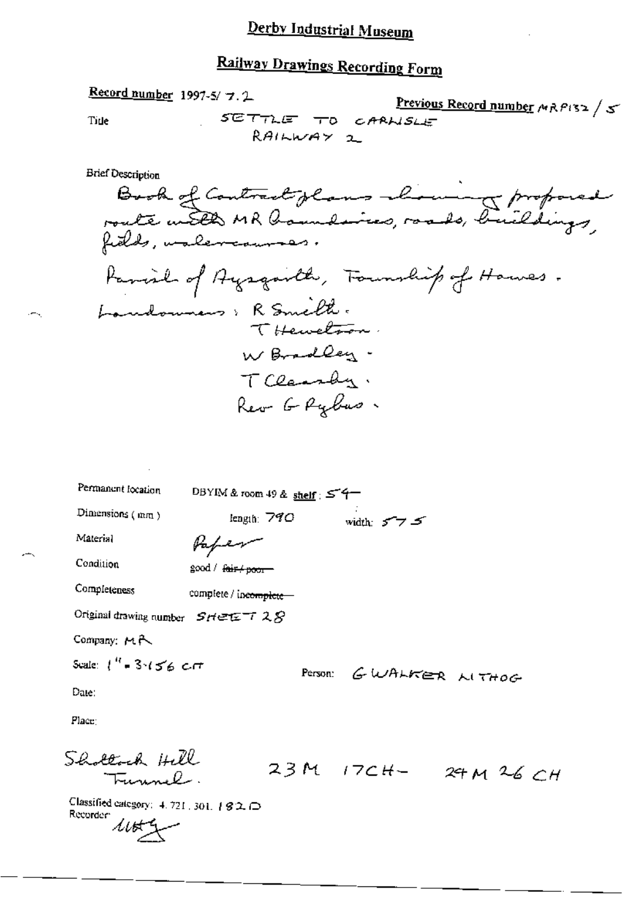# Derby Industrial Museum

## Railway Drawings Recording Form

**Record number** 1997-5/ 7.2

**Previous Record number** MRP132 / 5

Title SETTLE TO CARLISLE RAILWAY 2

Brief Description

Book of Contract plans showing proposed route with MR boundaries, roads, buildings, fields, watercourses.

Parish of Aysgarth, Township of Hawes.

Landowners: R Smith.
T Hewetson.
W Bradley.
T Clearsby.
Rev G Pybus.

Permanent location DBYIM & room 49 & **shelf**: 54

Dimensions (mm) length: 790 width: 575

Material Paper

Condition good / ~~fair / poor~~

Completeness complete / ~~incomplete~~

Original drawing number SHEET 28

Company: MR

Scale: 1" = 3.156 CH

Person: G WALKER LITHOG

Date:

Place:

Shotlock Hill Tunnel.

23 M 17 CH - 24 M 26 CH

Classified category: 4.721.301.182.D

Recorder: [signature]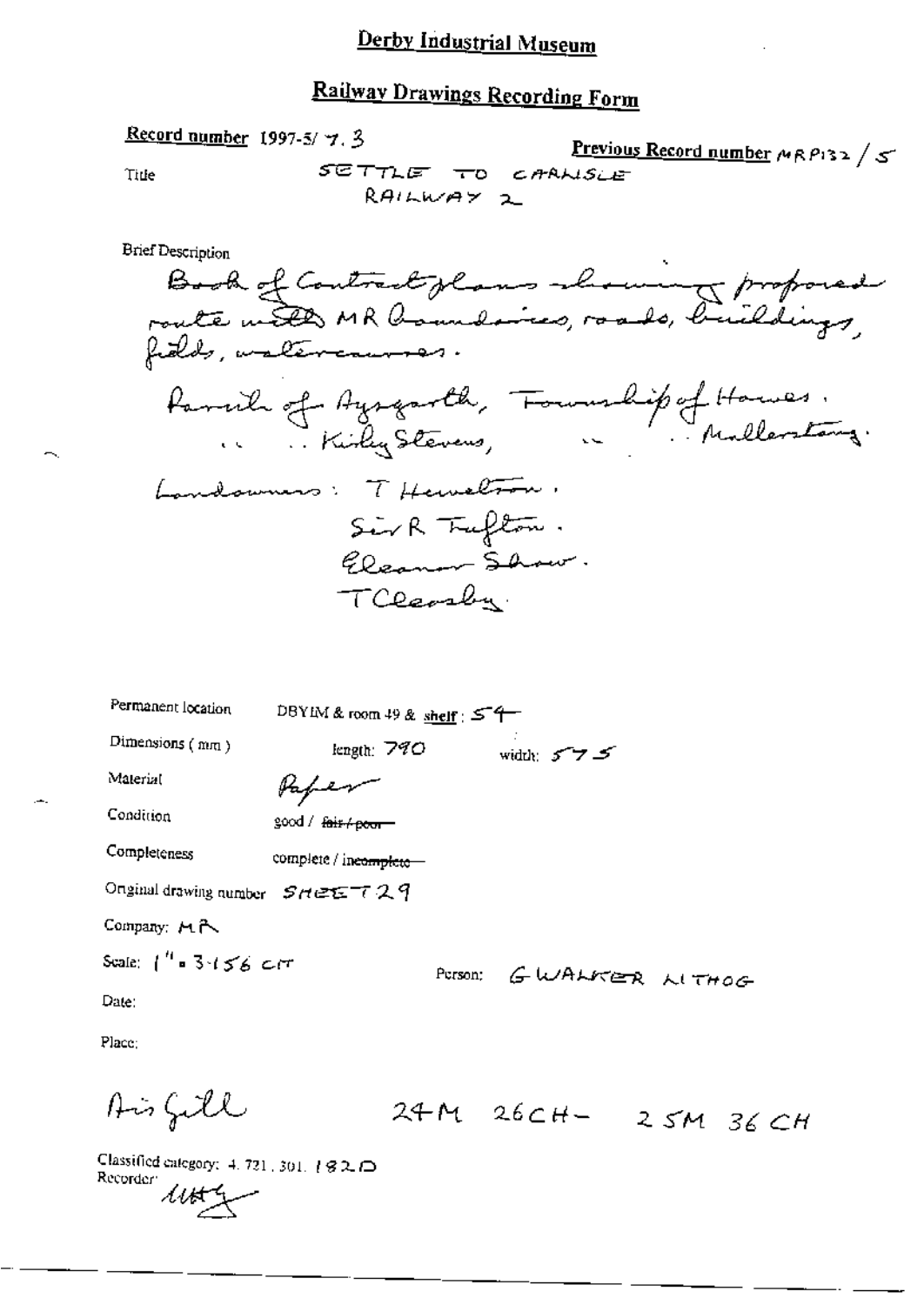# Derby Industrial Museum

## Railway Drawings Recording Form

**Record number** 1997-5/ 7. 3

**Previous Record number** MRP132 / 5

Title SETTLE TO CARLISLE RAILWAY 2

Brief Description

Book of Contract plans showing proposed route with MR boundaries, roads, buildings, fields, watercourses.

Parish of Aysgarth, Township of Hawes.
" " Kirkby Stevens, " " Mallerstang.

Landowners: T Hewetson.
Sir R Tufton.
Eleanor Shaw.
T Cleasby.

Permanent location DBYIM & room 49 & shelf : 54

Dimensions (mm) length: 790 width: 575

Material Paper

Condition good / ~~fair / poor~~

Completeness complete / ~~incomplete~~

Original drawing number SHEET 29

Company: MR

Scale: 1" = 3.156 CH

Person: G WALKER LITHOG

Date:

Place:

Ais Gill 24M 26CH - 25M 36 CH

Classified category: 4. 721. 301. 182D

Recorder: [signature]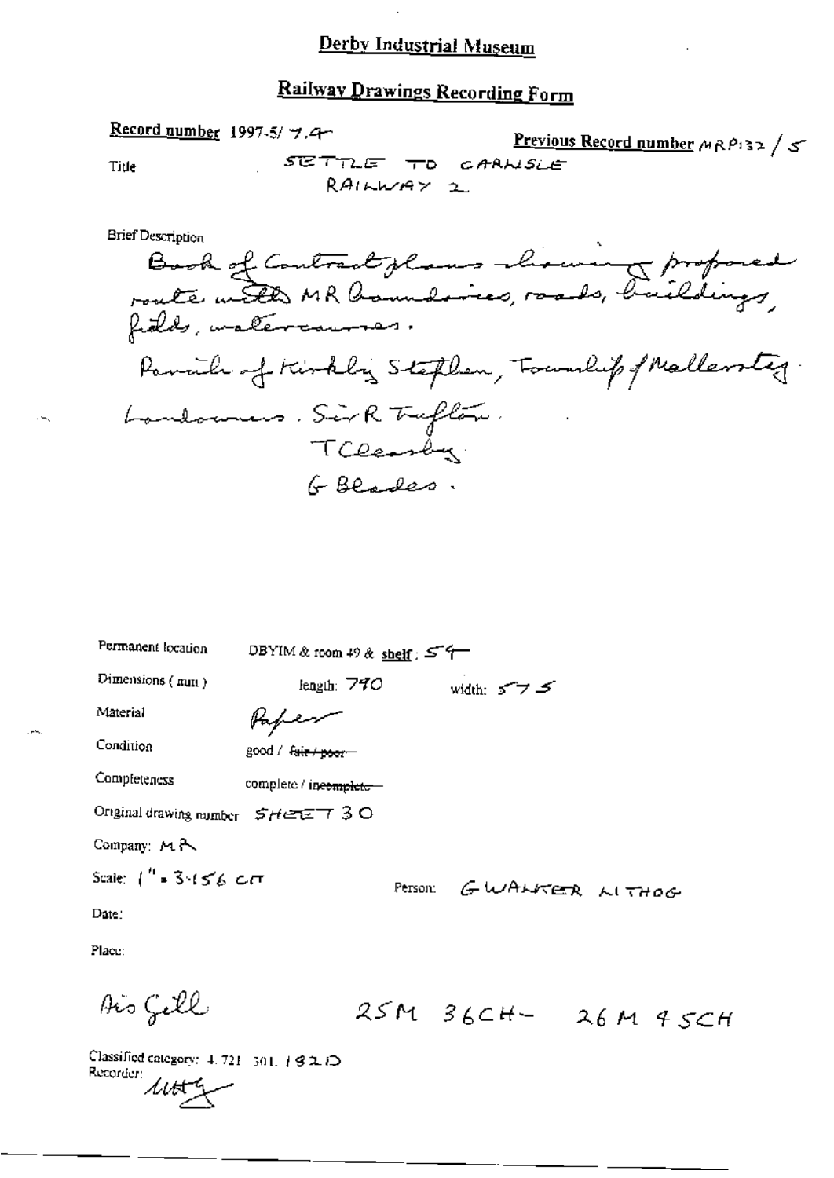## Derby Industrial Museum

## Railway Drawings Recording Form

**Record number** 1997-5/ 7.4 **Previous Record number** MRP132 / 5

Title SETTLE TO CARLISLE RAILWAY 2

Brief Description

Book of Contract plans showing proposed route with MR boundaries, roads, buildings, fields, watercourses.

Parish of Kirkby Stephen, Township of Mallerstang.

Landowners. Sir R Tufton.
T Cleasby
G Blades.

Permanent location DBYIM & room 49 & shelf: 54

Dimensions (mm) length: 790 width: 575

Material Paper

Condition good / ~~fair / poor~~

Completeness complete / ~~incomplete~~

Original drawing number SHEET 30

Company: MR

Scale: 1" = 3.156 CH Person: G WALKER LITHOG

Date:

Place:

Ais Gill 25M 36CH - 26M 45CH

Classified category: 4.721.301.182D

Recorder: LHY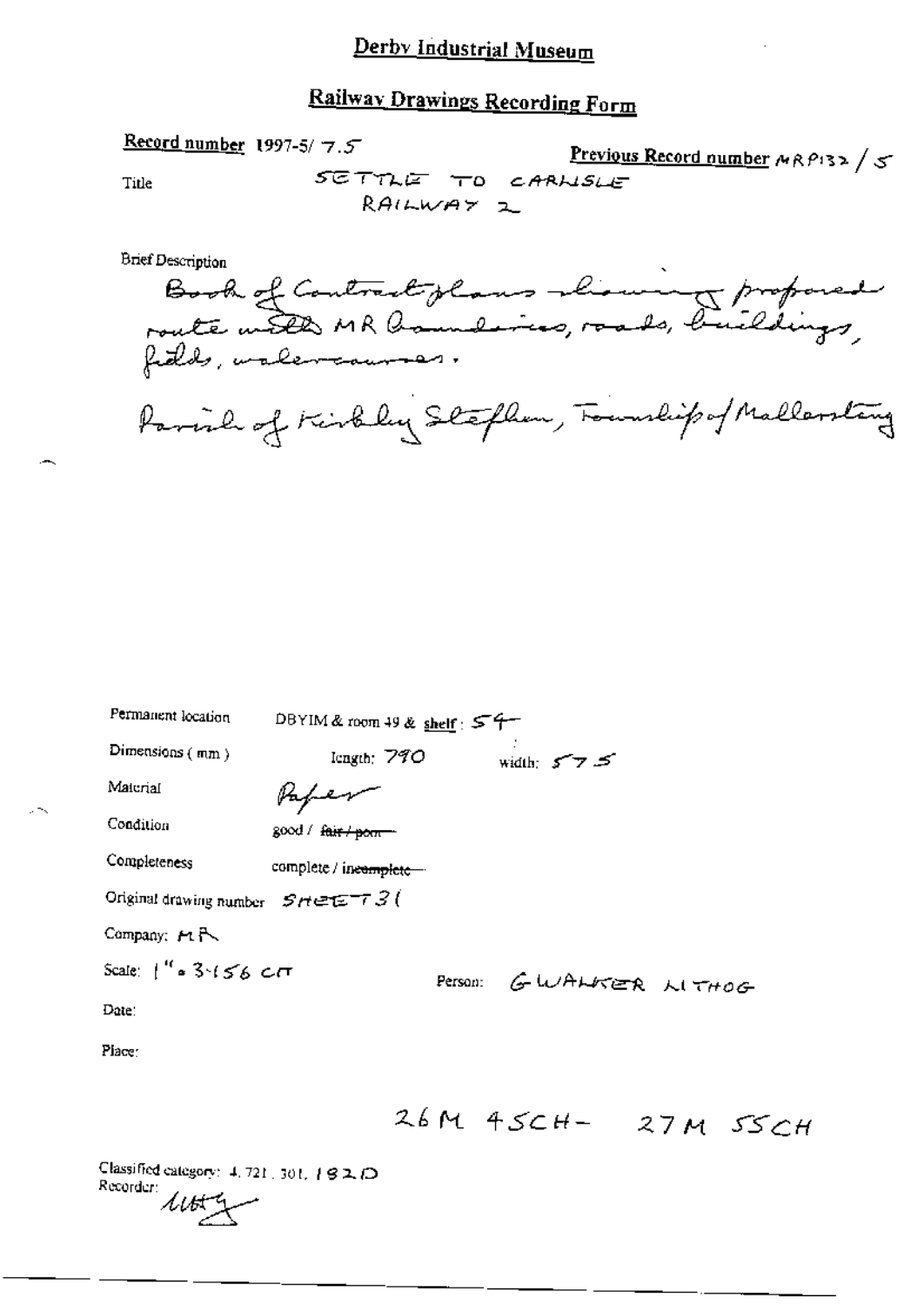# Derby Industrial Museum

## Railway Drawings Recording Form

**Record number** 1997-5/ 7.5

**Previous Record number** MRP132 / 5

Title: SETTLE TO CARLISLE RAILWAY 2

Brief Description

Book of Contract plans showing proposed route with MR boundaries, roads, buildings, fields, watercourses.

Parish of Kirkby Stephen, Township of Mallerstang

Permanent location: DBYIM & room 49 & shelf: 54

Dimensions (mm): length: 790 width: 575

Material: Paper

Condition: good / ~~fair / poor~~

Completeness: complete / ~~incomplete~~

Original drawing number: SHEET 31

Company: MR

Scale: 1" = 3.156 CH

Person: G WALKER LITHOG

Date:

Place:

26M 45CH - 27M 55CH

Classified category: 4.721.301. 182D

Recorder: LLH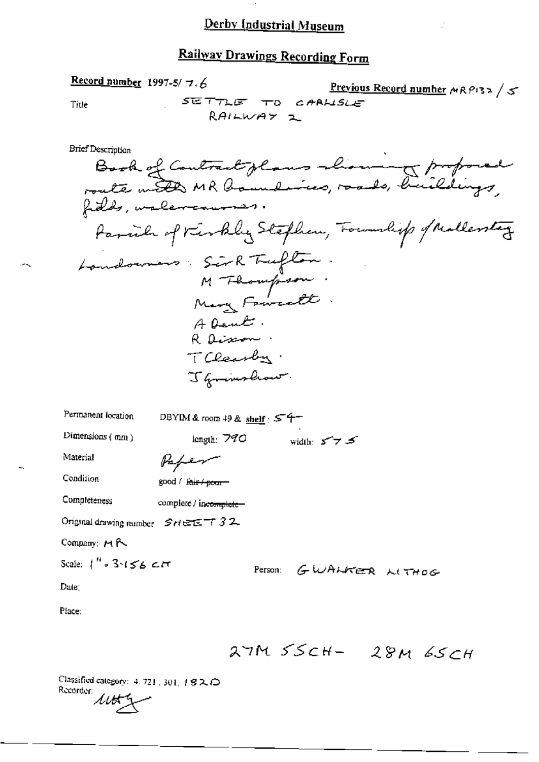# Derby Industrial Museum

## Railway Drawings Recording Form

**Record number** 1997-5/ 7.6

**Previous Record number** MRP132 / 5

Title: SETTLE TO CARLISLE RAILWAY 2

Brief Description

Book of Contract plans showing proposed route with MR boundaries, roads, buildings, fields, watercourses.

Parish of Kirkby Stephen, Township of Mallerstang

Landowners: Sir R Tufton.
M Thompson.
Mary Fawcett.
A Dent.
R Dixon.
T Clearby.
J Grimshaw.

Permanent location: DBYIM & room 49 & shelf: 54

Dimensions (mm): length: 790 width: 575

Material: Paper

Condition: good / ~~fair / poor~~

Completeness: complete / ~~incomplete~~

Original drawing number: SHEET 32

Company: MR

Scale: 1" = 3.156 CH

Person: G WALKER LITHOG

Date:

Place:

27M 55CH – 28M 65CH

Classified category: 4.721.301.182.0

Recorder: MHG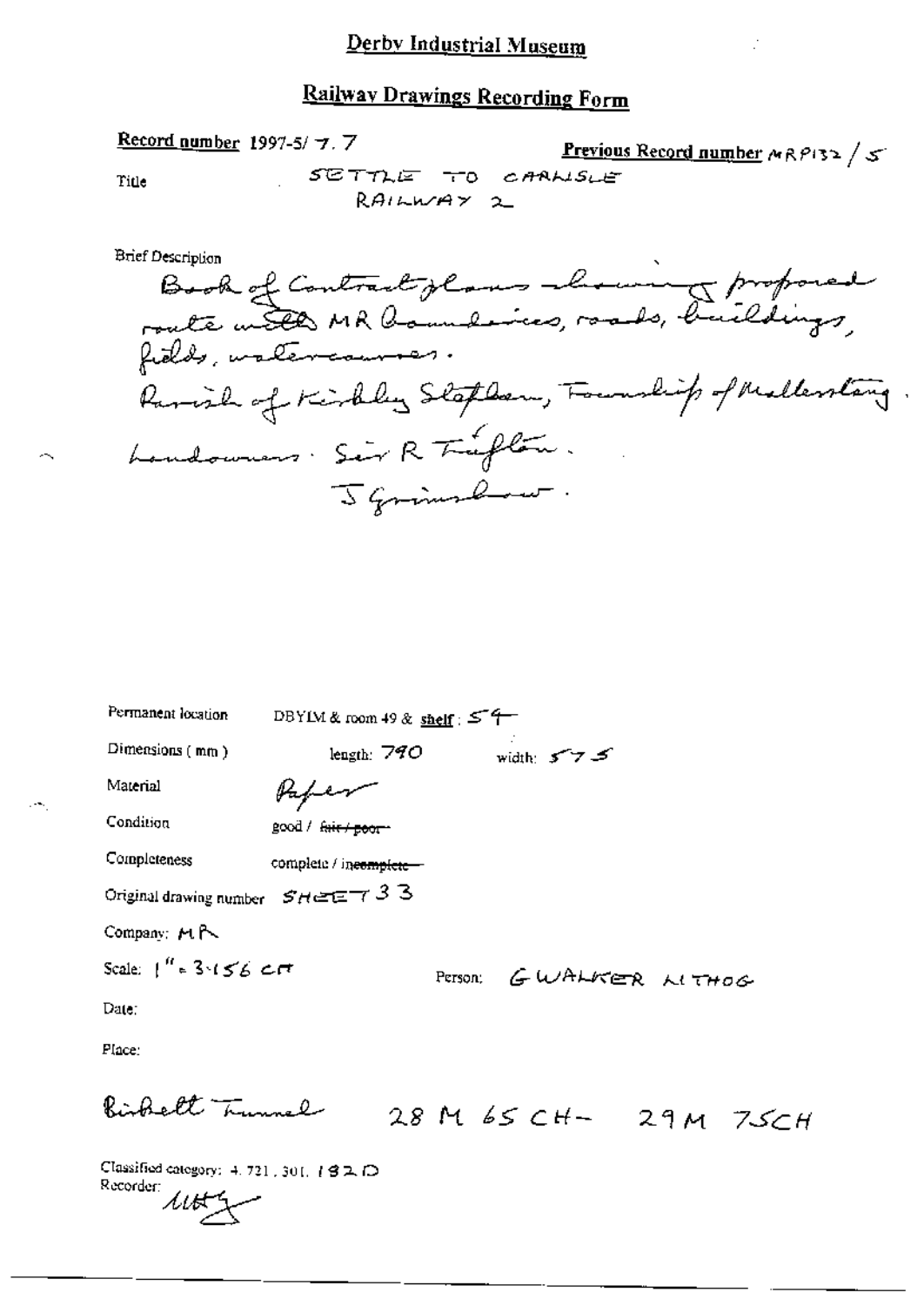# Derby Industrial Museum

## Railway Drawings Recording Form

**Record number** 1997-5/ 7. 7

**Previous Record number** MRP132 / 5

Title: SETTLE TO CARLISLE RAILWAY 2

Brief Description

Book of Contract plans showing proposed route with MR boundaries, roads, buildings, fields, watercourses.

Parish of Kirkby Stephen, Township of Mallerstang.

Landowners: Sir R Tufton.
J Grimshaw.

Permanent location: DBYIM & room 49 & **shelf**: 54

Dimensions (mm): length: 790 width: 575

Material: Paper

Condition: good / ~~fair / poor~~

Completeness: complete / ~~incomplete~~

Original drawing number: SHEET 33

Company: MR

Scale: 1" = 3.156 CH

Person: G WALKER LITHOG

Date:

Place:

Birkett Tunnel 28 M 65 CH - 29 M 75CH

Classified category: 4. 721. 301. 182D

Recorder: MHG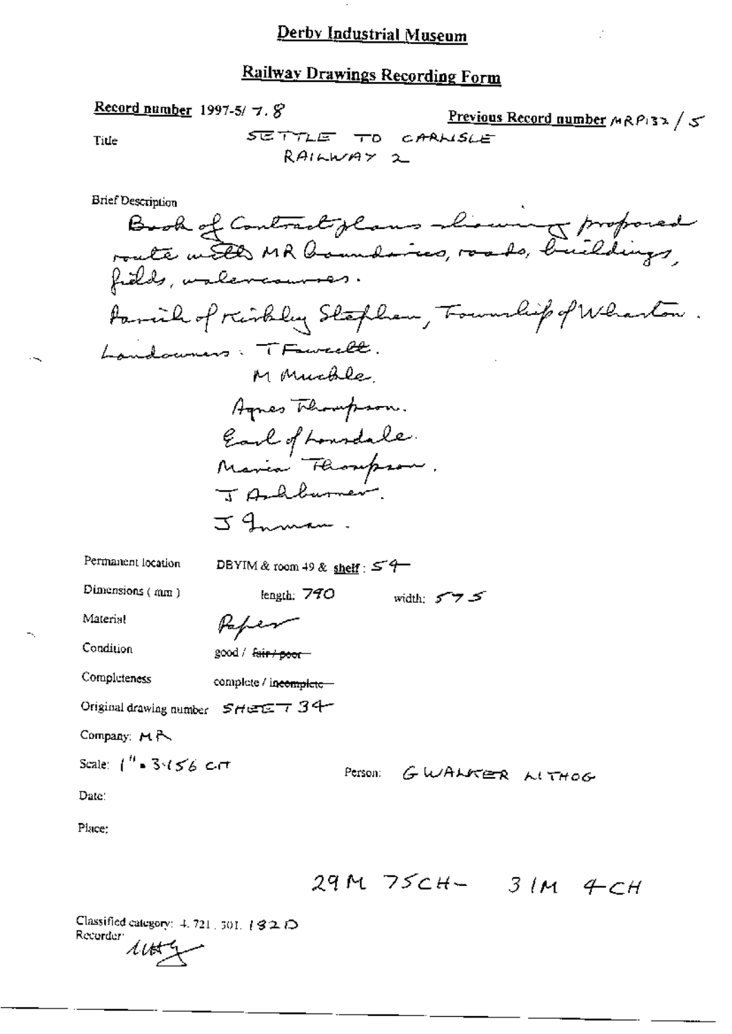# Derby Industrial Museum

## Railway Drawings Recording Form

**Record number** 1997-5/ 7. 8

**Previous Record number** MRP132 / 5

Title: SETTLE TO CARLISLE RAILWAY 2

Brief Description

Book of Contract plans showing proposed route with MR boundaries, roads, buildings, fields, watercourses.

Parish of Kirkby Stephen, Township of Wharton.

Landowners: T Fawcett.
M Muckle.
Agnes Thompson.
Earl of Lonsdale.
Maria Thompson.
J Ashburner.
J Inman.

Permanent location: DBYIM & room 49 & **shelf**: 54

Dimensions (mm): length: 790 width: 575

Material: Paper

Condition: good / ~~fair / poor~~

Completeness: complete / ~~incomplete~~

Original drawing number: SHEET 34

Company: MR

Scale: 1" = 3.156 CH

Person: G WALKER LITHOG

Date:

Place:

29M 75CH - 31M 4CH

Classified category: 4. 721. 301. 182D

Recorder: [signature]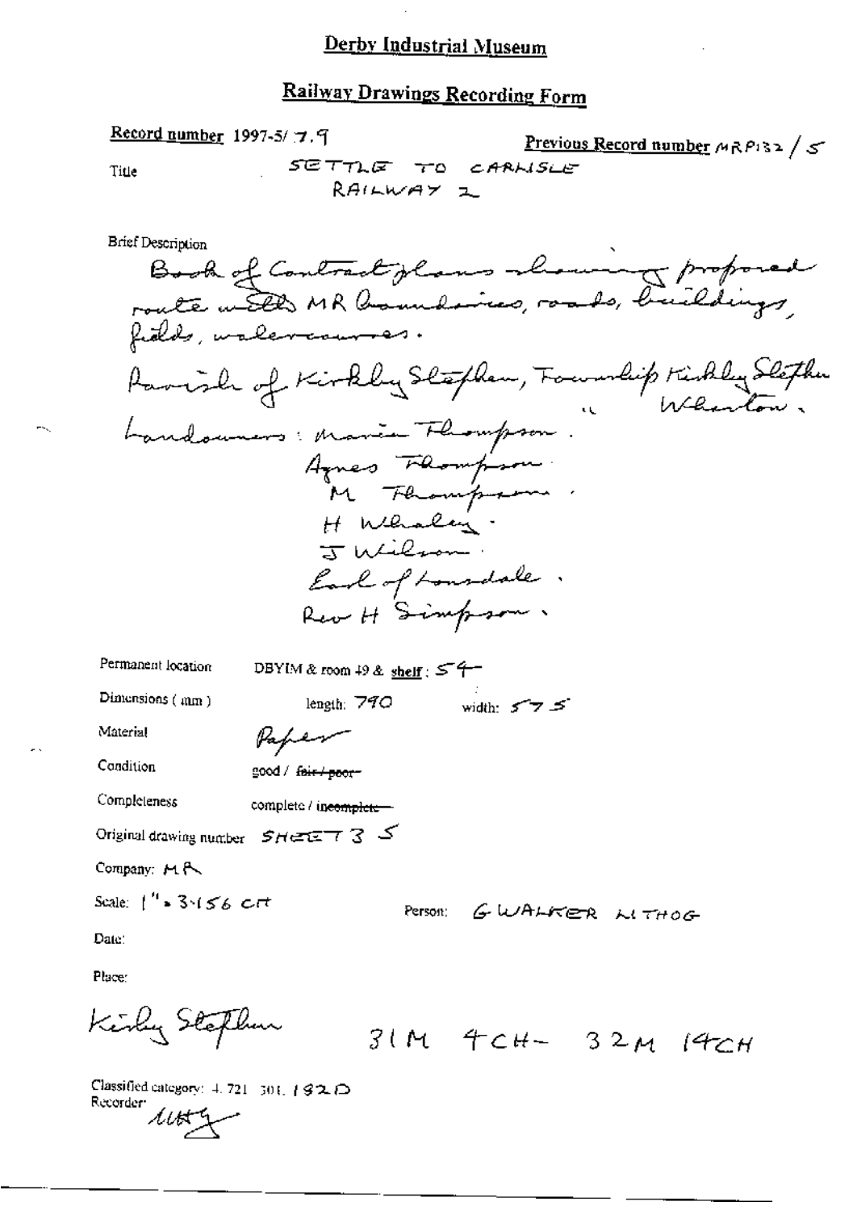# Derby Industrial Museum

## Railway Drawings Recording Form

**Record number** 1997-5/ 7.9

**Previous Record number** MRP132 / 5

Title: SETTLE TO CARLISLE RAILWAY 2

Brief Description

Book of Contract plans showing proposed route with MR boundaries, roads, buildings, fields, watercourses.

Parish of Kirkby Stephen, Township Kirkby Stephen
" Wharton.

Landowners: Maria Thompson.
Agnes Thompson
M Thompson.
H Whaley.
J Wilson
Earl of Lonsdale.
Rev H Simpson.

Permanent location: DBYIM & room 49 & shelf: 54

Dimensions (mm): length: 790 width: 575

Material: Paper

Condition: good / ~~fair / poor~~

Completeness: complete / ~~incomplete~~

Original drawing number: SHEET 3 5

Company: MR

Scale: 1" = 3.156 CH

Person: G WALKER LITHOG

Date:

Place:

Kirkby Stephen 31M 4CH - 32M 14CH

Classified category: 4.721 301. 182D

Recorder: [signature]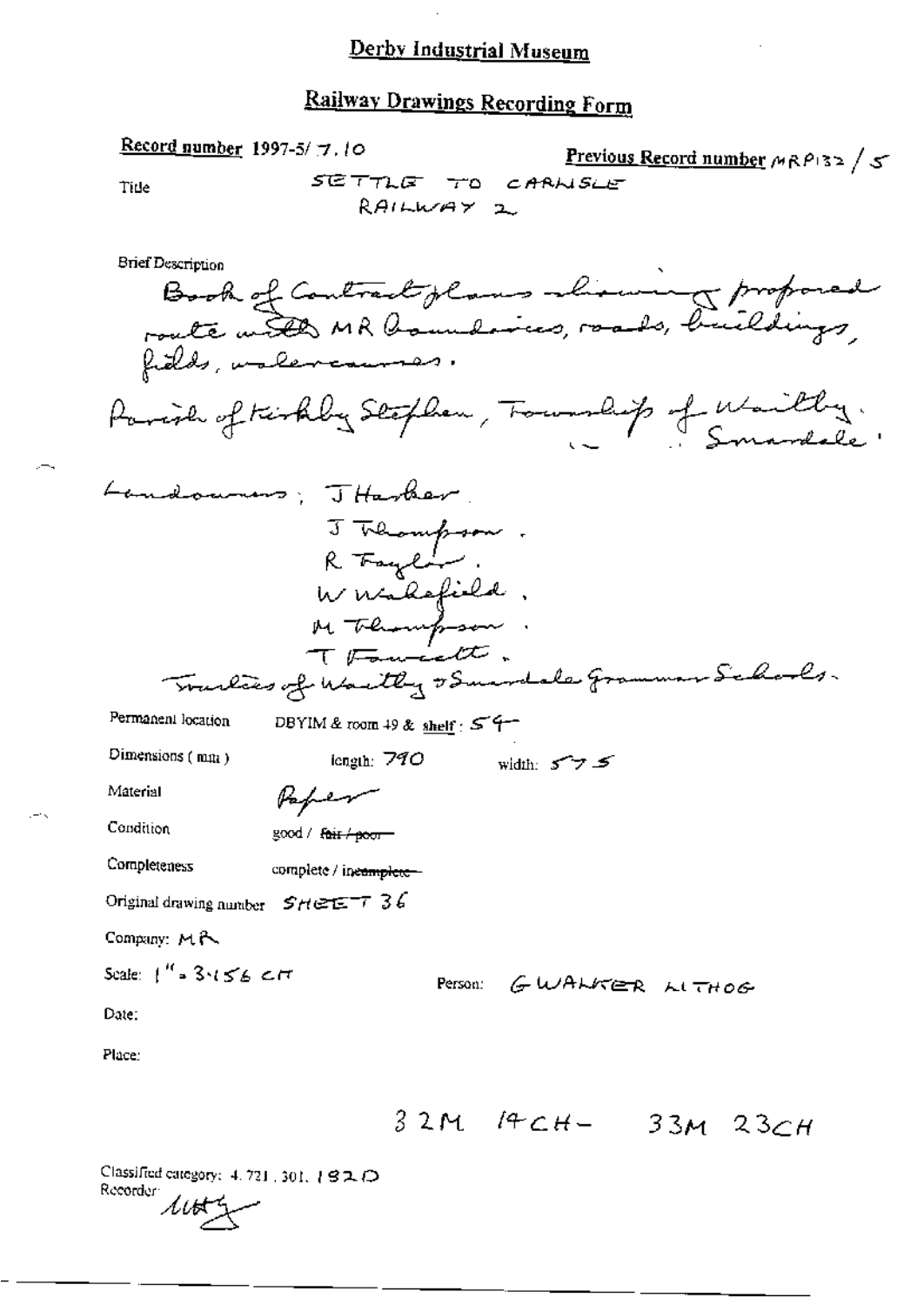# Derby Industrial Museum

## Railway Drawings Recording Form

**Record number** 1997-5/ 7.10

**Previous Record number** MRP132 / 5

Title: SETTLE TO CARLISLE RAILWAY 2

Brief Description

Book of Contract plans showing proposed route with MR boundaries, roads, buildings, fields, watercourses.

Parish of Kirkby Stephen, Township of Waitby. " " Smardale.

Landowners; J Harker.
J Thompson.
R Taylor.
W Wakefield.
M Thompson.
T Fawcett.
Trustees of Waitby & Smardale Grammar Schools.

Permanent location: DBYIM & room 49 & shelf: 54

Dimensions (mm): length: 790 width: 575

Material: Paper

Condition: good / ~~fair / poor~~

Completeness: complete / ~~incomplete~~

Original drawing number: SHEET 36

Company: MR

Scale: 1" = 3.156 CH

Person: G WALKER LITHOG

Date:

Place:

32M 14CH - 33M 23CH

Classified category: 4.721.301.182D

Recorder: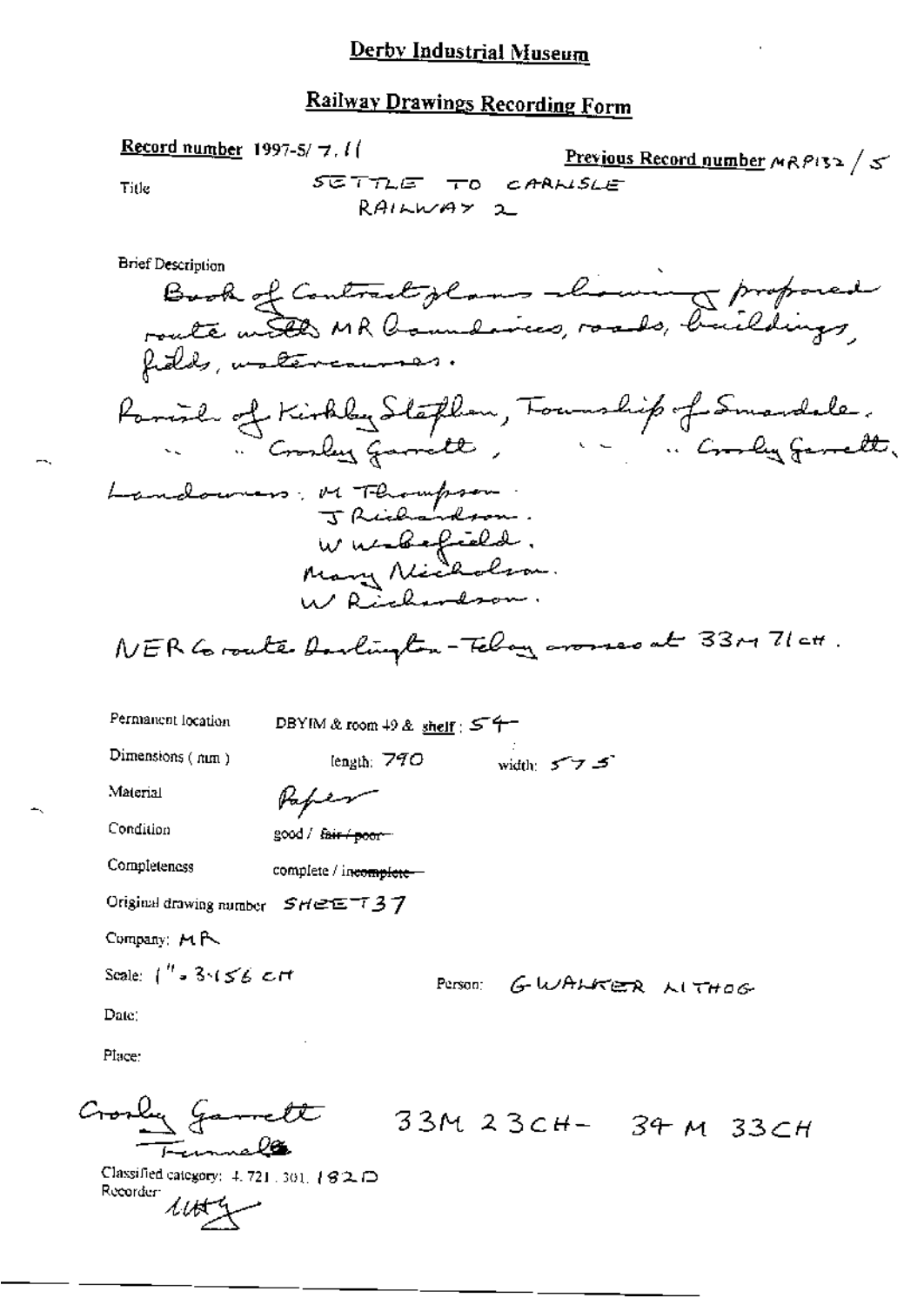# Derby Industrial Museum

## Railway Drawings Recording Form

**Record number** 1997-5/7.11

**Previous Record number** MRP132/5

Title: SETTLE TO CARLISLE RAILWAY 2

Brief Description

Book of Contract plans showing proposed route with MR boundaries, roads, buildings, fields, watercourses.

Parish of Kirkby Stephen, Township of Smardale.
" " Crosby Garrett, " " Crosby Garrett.

Landowners: M Thompson.
J Richardson.
W Wakefield.
Mary Nicholson.
W Richardson.

NER Co route Darlington–Tebay crosses at 33M 71CH.

Permanent location: DBYIM & room 49 & shelf: 54

Dimensions (mm): length: 790 width: 575

Material: Paper

Condition: good / ~~fair / poor~~

Completeness: complete / ~~incomplete~~

Original drawing number: SHEET 37

Company: MR

Scale: 1" = 3.156 CH

Person: G WALKER LITHOG

Date:

Place:

Crosby Garrett
Tunnel

33M 23CH – 34M 33CH

Classified category: 4.721.301.182D

Recorder: [signature]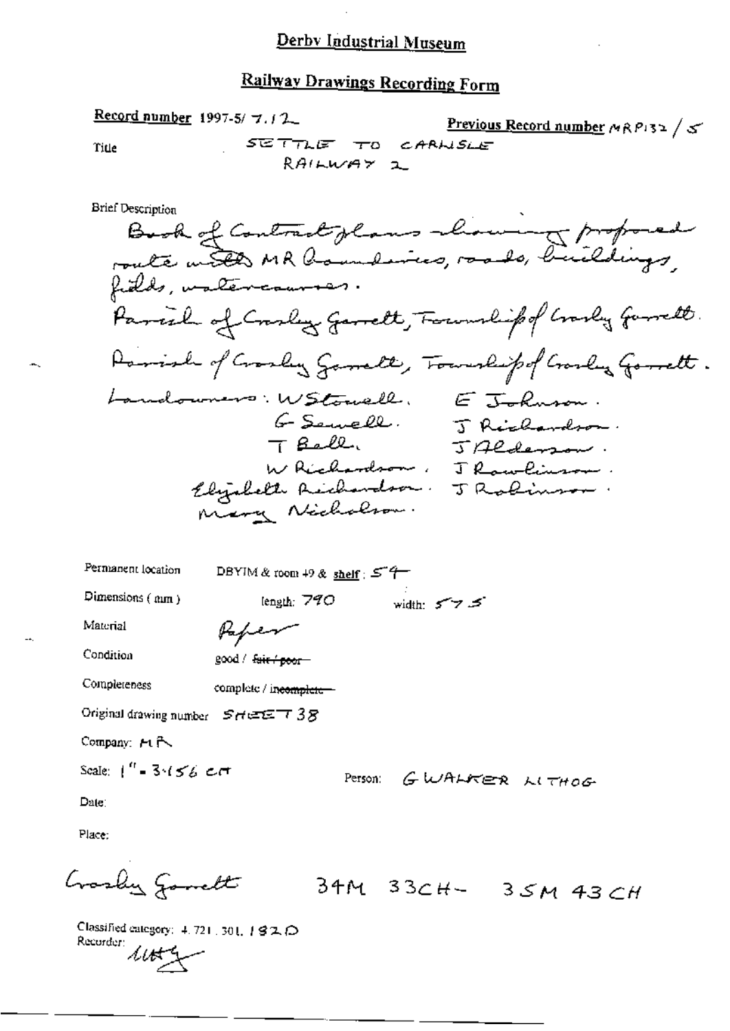# Derby Industrial Museum

## Railway Drawings Recording Form

**Record number** 1997-5/ 7.12

**Previous Record number** MRP132 / 5

Title: SETTLE TO CARLISLE RAILWAY 2

Brief Description

Book of Contract plans showing proposed route with MR boundaries, roads, buildings, fields, watercourses.

Parish of Crosby Garrett, Township of Crosby Garrett.

Parish of Crosby Garrett, Township of Crosby Garrett.

Landowners: W Stowell. E Johnson.
G Sewell. J Richardson.
T Bell. J Alderson.
W Richardson. J Rawlinson.
Elizabeth Richardson. J Robinson.
Mary Nicholson.

Permanent location: DBYIM & room 49 & shelf: 54

Dimensions (mm): length: 790 width: 575

Material: Paper

Condition: good / ~~fair / poor~~

Completeness: complete / ~~incomplete~~

Original drawing number: SHEET 38

Company: MR

Scale: 1" = 3·156 CH

Person: G WALKER LITHOG

Date:

Place:

Crosby Garrett 34M 33CH - 35M 43CH

Classified category: 4.721.301.182D

Recorder: Utty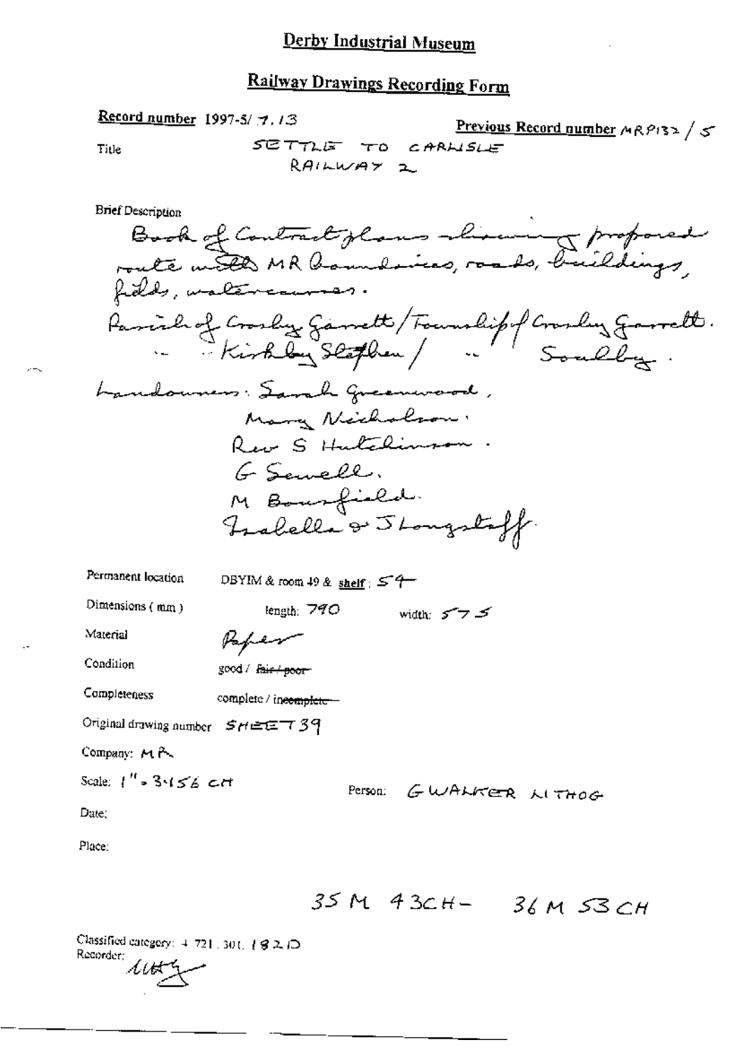# Derby Industrial Museum

## Railway Drawings Recording Form

**Record number** 1997-5/7.13

**Previous Record number** MRP132 / 5

Title: SETTLE TO CARLISLE RAILWAY 2

Brief Description

Book of Contract plans showing proposed route with MR boundaries, roads, buildings, fields, watercourses.

Parish of Crosby Garrett / Township of Crosby Garrett.
" " Kirkby Stephen / " " Soulby.

Landowners: Sarah Greenwood,
Mary Nicholson.
Rev S Hutchinson.
G Sewell.
M Bousfield.
Isabella & J Longstaff.

Permanent location: DBYIM & room 49 & shelf: 54

Dimensions (mm): length: 790 width: 575

Material: Paper

Condition: good / ~~fair / poor~~

Completeness: complete / ~~incomplete~~

Original drawing number: SHEET 39

Company: MR

Scale: 1" = 3.156 CH

Person: G WALKER LITHOG

Date:

Place:

35 M 43CH - 36 M 53 CH

Classified category: 4 721.301.182D

Recorder: [signature]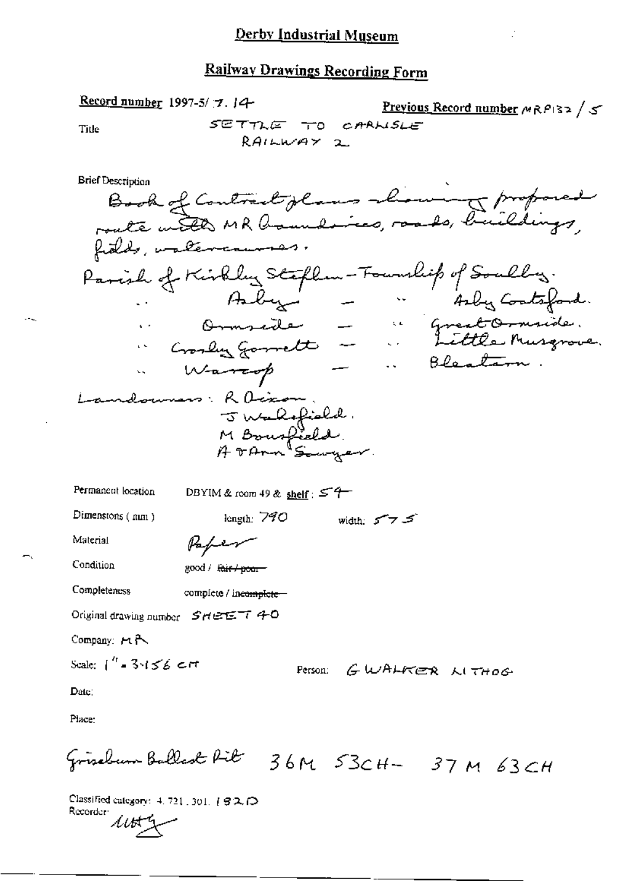# Derby Industrial Museum

## Railway Drawings Recording Form

**Record number** 1997-5/ 7. 14 **Previous Record number** MRP132 / 5

Title SETTLE TO CARLISLE RAILWAY 2

Brief Description

Book of Contract plans showing proposed route with MR boundaries, roads, buildings, fields, watercourses.

Parish of Kirkby Stephen – Township of Soulby.
" Asby – " Asby Coatsford.
" Ormside – " Great Ormside.
" Crosby Garrett – " Little Musgrove.
" Warcop – " Bleatarn.

Landowners: R Dixon.
J Wakefield.
M Bousfield.
A & Ann Sawyer.

Permanent location DBYIM & room 49 & shelf: 54

Dimensions (mm) length: 790 width: 575

Material Paper

Condition good / ~~fair / poor~~

Completeness complete / ~~incomplete~~

Original drawing number SHEET 40

Company: MR

Scale: 1" = 3.156 CH Person: G WALKER LITHOG

Date:

Place:

Griseburn Ballast Pit 36M 53CH – 37M 63CH

Classified category: 4. 721. 301. 182D

Recorder: [signature]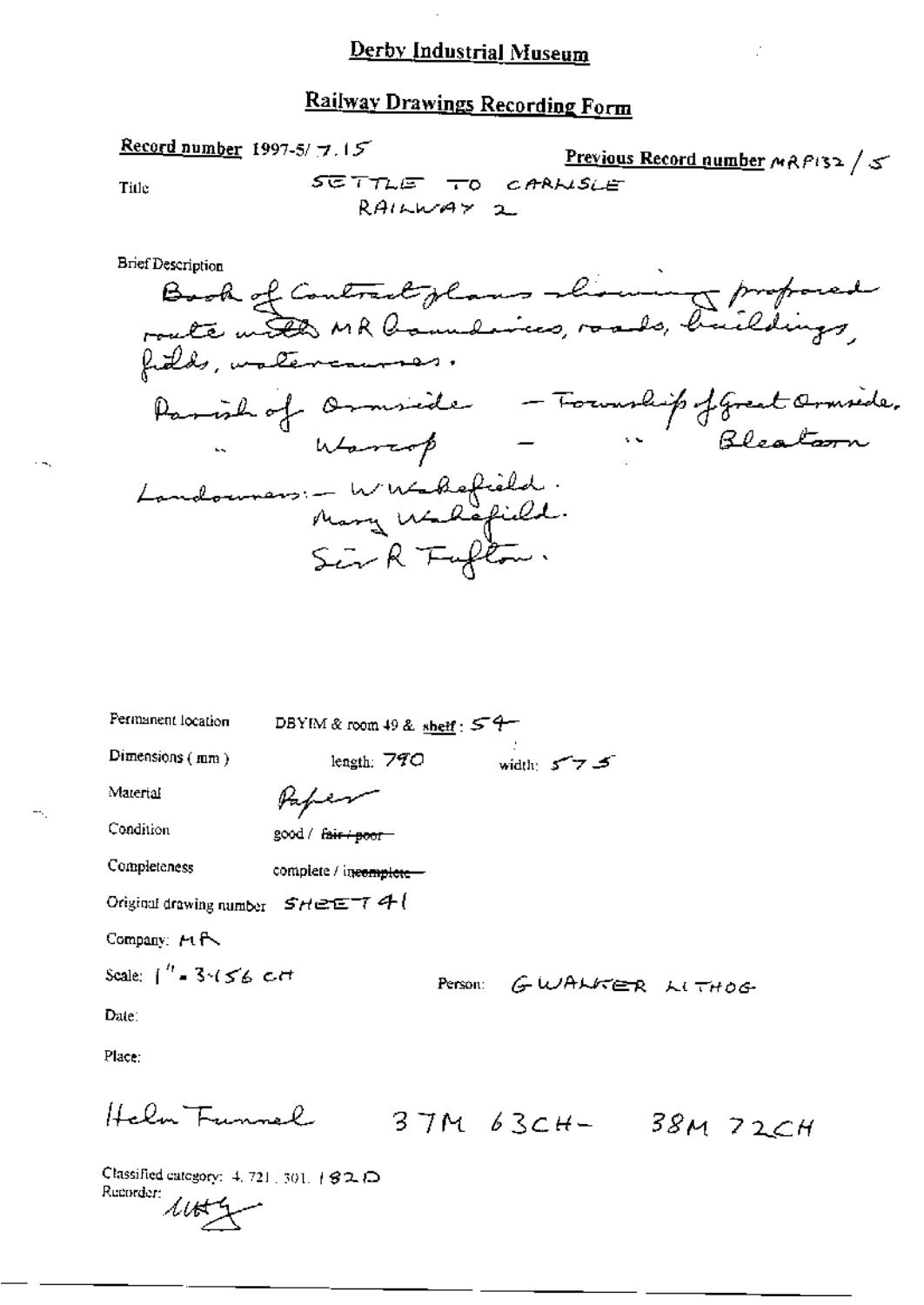# Derby Industrial Museum

## Railway Drawings Recording Form

**Record number** 1997-5/ 7.15

**Previous Record number** MRP132 / 5

Title: SETTLE TO CARLISLE RAILWAY 2

Brief Description

Book of Contract plans showing proposed route with MR boundaries, roads, buildings, fields, watercourses.

Parish of Ormside — Township of Great Ormside.
" Warcop — " Bleatarn

Landowners:— W Wakefield.
Mary Wakefield.
Sir R Tufton.

Permanent location: DBYIM & room 49 & shelf: 54

Dimensions (mm): length: 790 width: 575

Material: Paper

Condition: good / ~~fair / poor~~

Completeness: complete / ~~incomplete~~

Original drawing number: SHEET 41

Company: MR

Scale: 1" = 3.156 CH

Person: GWALKER LITHOG

Date:

Place:

Helm Tunnel 37M 63CH - 38M 72CH

Classified category: 4. 721. 301. 182D

Recorder: UH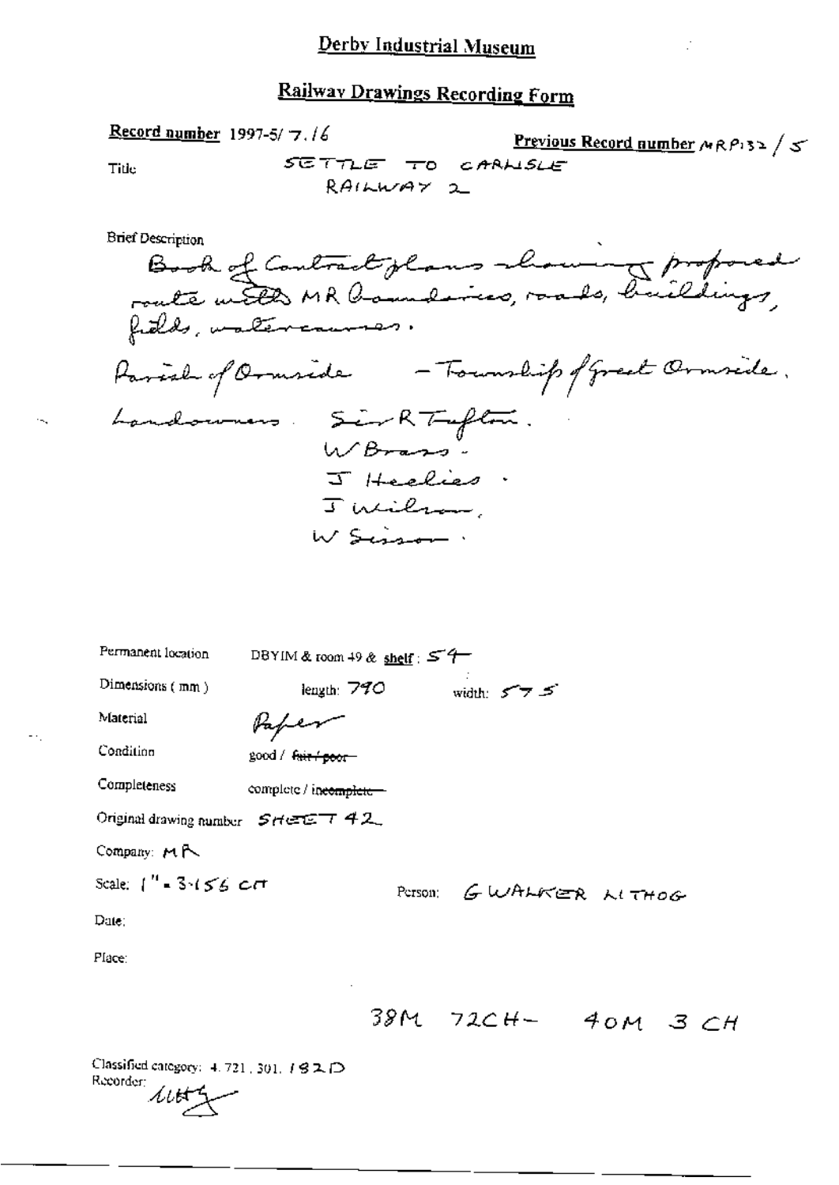# Derby Industrial Museum

## Railway Drawings Recording Form

**Record number** 1997-5/ 7./6

**Previous Record number** MRP132 / 5

Title: SETTLE TO CARLISLE RAILWAY 2

Brief Description

Book of Contract plans showing proposed route with MR boundaries, roads, buildings, fields, watercourses.

Parish of Ormside — Township of Great Ormside.

Landowners. Sir R Tufton.
W Brass.
J Heelies.
J Wilson.
W Sisson.

Permanent location: DBYIM & room 49 & shelf: 54

Dimensions ( mm ): length: 790 width: 575

Material: Paper

Condition: good / ~~fair / poor~~

Completeness: complete / ~~incomplete~~

Original drawing number: SHEET 42

Company: MR

Scale: 1" = 3·156 CH

Person: G WALKER LITHOG

Date:

Place:

38M 72CH — 40M 3 CH

Classified category: 4. 721. 301. 182D

Recorder: ULHG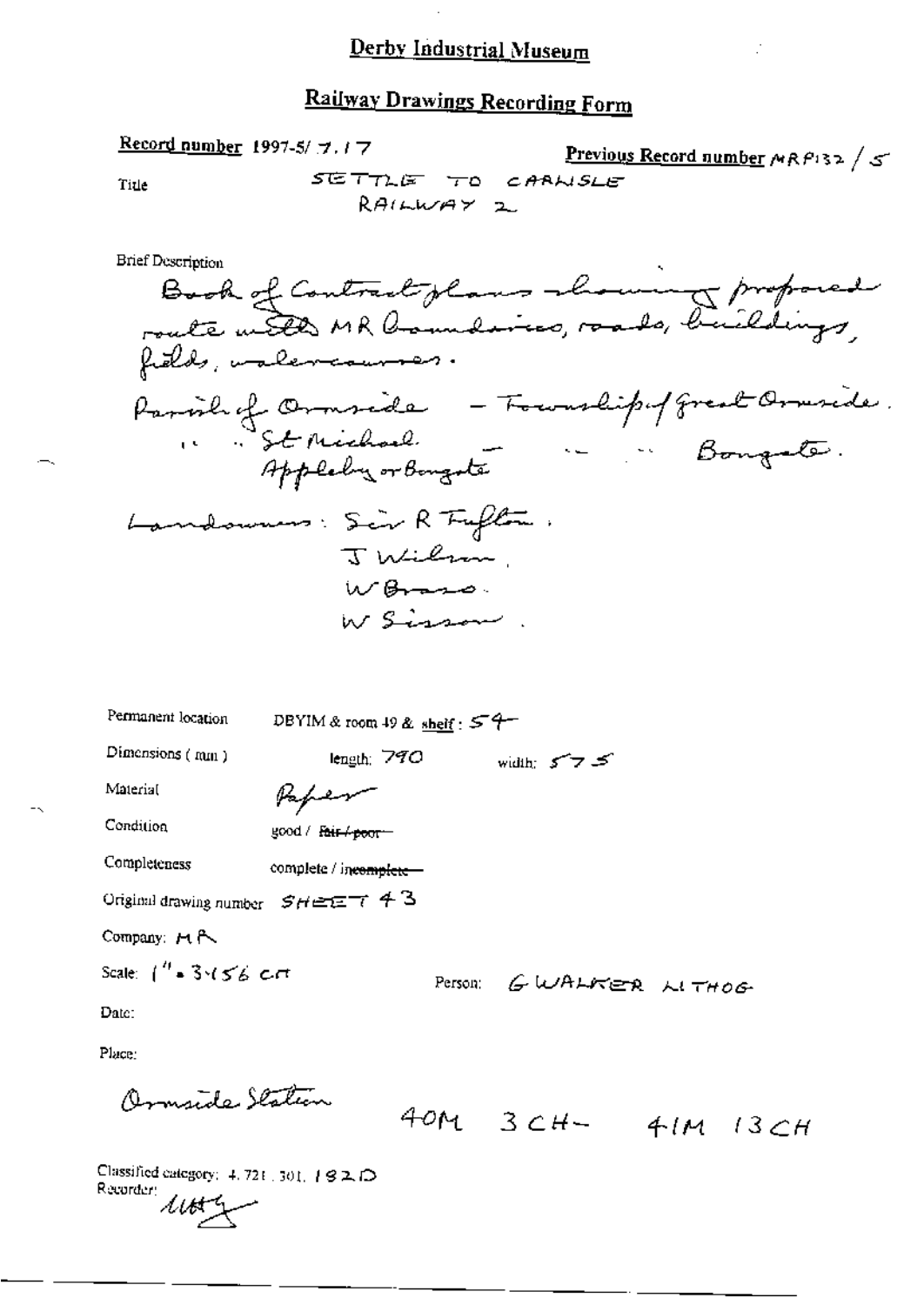# Derby Industrial Museum

## Railway Drawings Recording Form

**Record number** 1997-5/ 7.17

**Previous Record number** MRP132 / 5

Title: SETTLE TO CARLISLE RAILWAY 2

Brief Description

Book of Contract plans showing proposed route with MR boundaries, roads, buildings, fields, watercourses.

Parish of Ormside – Township of Great Ormside.
" " St Michael. – " " Bongate.
Appleby or Bongate

Landowners: Sir R Tufton.
J Wilson.
W Brass.
W Sisson.

Permanent location: DBYIM & room 49 & shelf: 54

Dimensions (mm): length: 790 width: 575

Material: Paper

Condition: good / ~~fair / poor~~

Completeness: complete / ~~incomplete~~

Original drawing number: SHEET 43

Company: MR

Scale: 1" = 3.156 CH

Person: G WALKER LITHOG

Date:

Place:

Ormside Station 40M 3CH – 41M 13CH

Classified category: 4.721.301.182D

Recorder: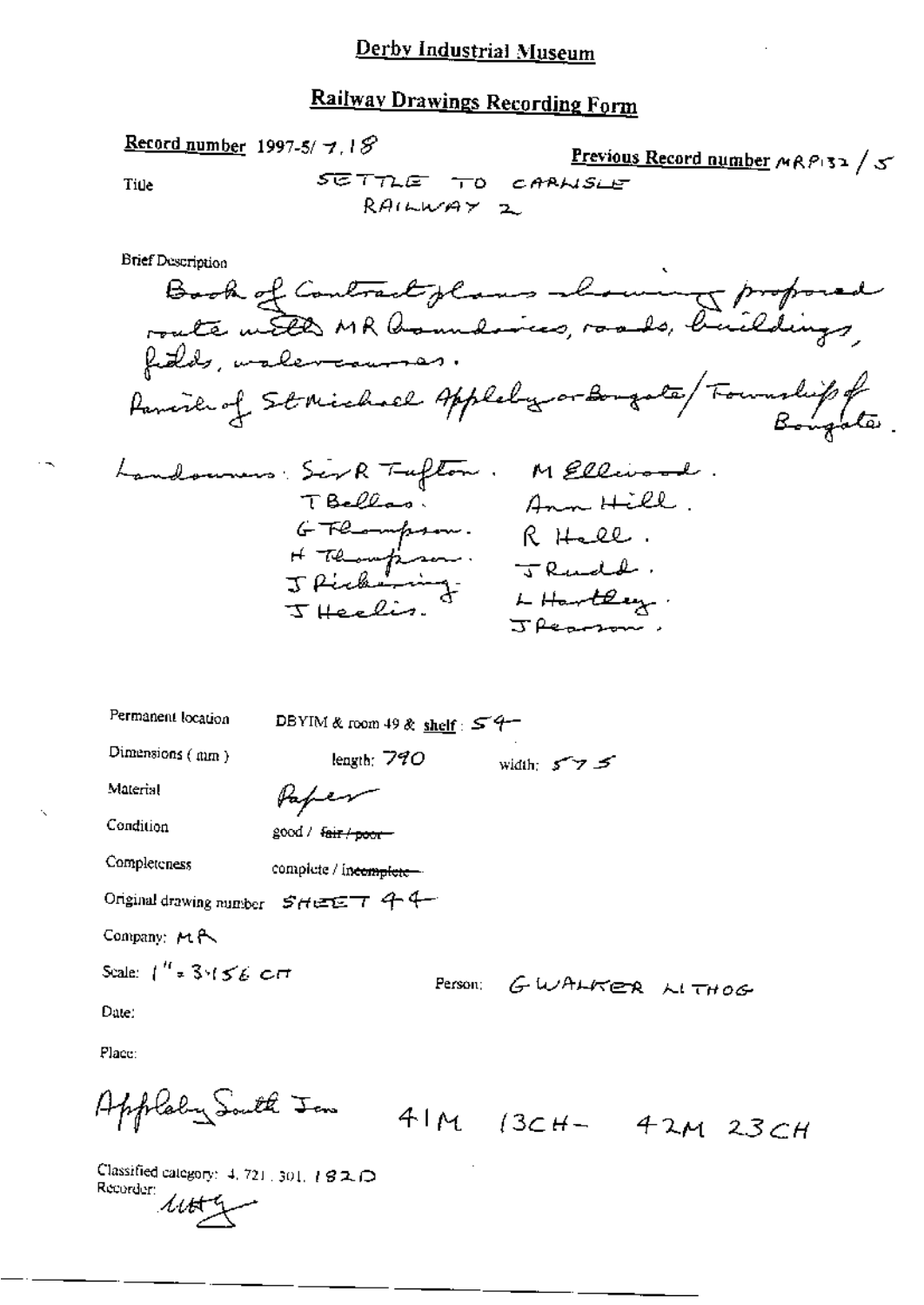# Derby Industrial Museum

## Railway Drawings Recording Form

**Record number** 1997-5/ 7, 18

**Previous Record number** MRP132 / 5

Title: SETTLE TO CARLISLE RAILWAY 2

Brief Description:

Book of Contract plans showing proposed route with MR boundaries, roads, buildings, fields, watercourses.

Parish of St Michael Appleby or Bongate / Township of Bongate.

Landowners: Sir R Tufton. M Ellwood.
T Bellas. Ann Hill.
G Thompson. R Hall.
H Thompson. J Rudd.
J Pickering. L Hartley.
J Heelis. J Pearson.

Permanent location: DBYIM & room 49 & **shelf**: 54

Dimensions (mm): length: 790 width: 575

Material: Paper

Condition: good / ~~fair / poor~~

Completeness: complete / ~~incomplete~~

Original drawing number: SHEET 44

Company: MR

Scale: 1" = 3.156 CH

Person: G WALKER LITHOG

Date:

Place:

Appleby South Inn 41M 13CH - 42M 23CH

Classified category: 4. 721. 301. 182D

Recorder: UHG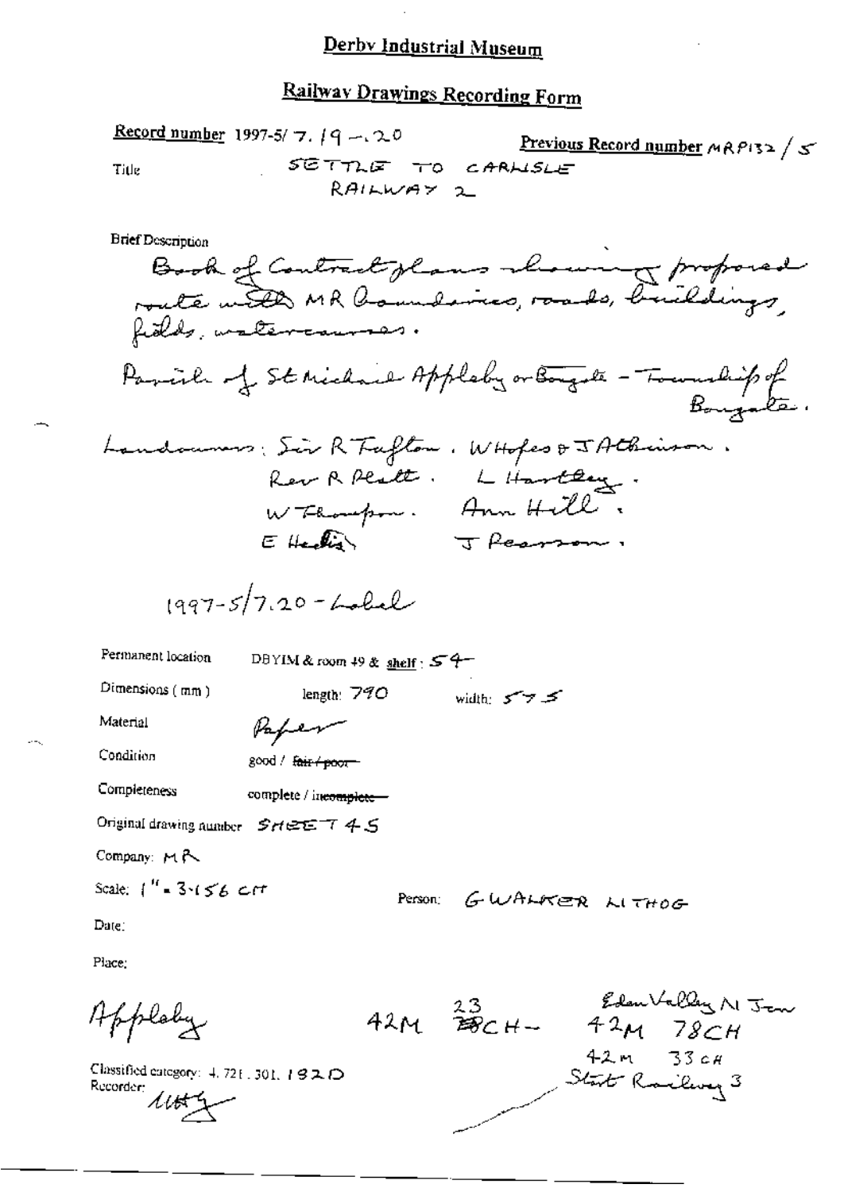# Derby Industrial Museum

## Railway Drawings Recording Form

**Record number** 1997-5/7.19-.20

**Previous Record number** MRP132/5

Title SETTLE TO CARLISLE RAILWAY 2

Brief Description

Book of Contract plans showing proposed route with MR boundaries, roads, buildings, fields, watercourses.

Parish of St Michael Appleby or Bongate – Township of Bongate.

Landowners: Sir R Tufton. W Hopes & J Atkinson. Rev R Platt. L Hartley. W Thompson. Ann Hill. E Heelis. J Pearson.

1997-5/7.20 - Label

Permanent location DBYIM & room 49 & shelf: 54

Dimensions (mm) length: 790 width: 575

Material Paper

Condition good / ~~fair / poor~~

Completeness complete / ~~incomplete~~

Original drawing number SHEET 45

Company: MR

Scale: 1" = 3.156 CH

Person: G WALKER LITHOG

Date:

Place:

Appleby 42M 23CH – 42M 78CH Eden Valley N Jcn

42M 33CH Start Railway 3

Classified category: 4.721.301.182D

Recorder: MH